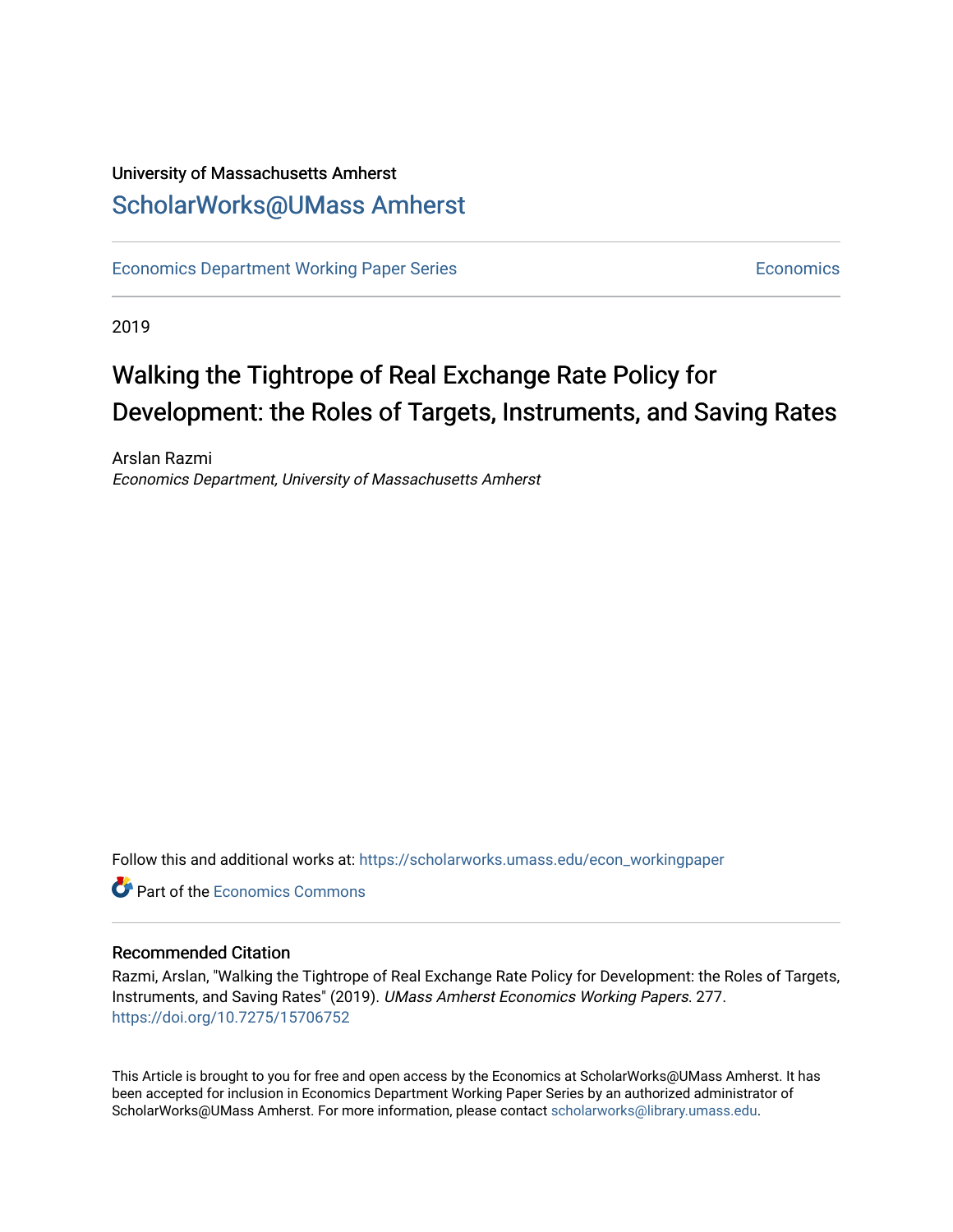University of Massachusetts Amherst

ScholarWorks@UMass Amherst

Economics Department Working Paper Series | Economics

2019

# Walking the Tightrope of Real Exchange Rate Policy for Development: the Roles of Targets, Instruments, and Saving Rates

Arslan Razmi

*Economics Department, University of Massachusetts Amherst*

Follow this and additional works at: https://scholarworks.umass.edu/econ_workingpaper

Part of the Economics Commons

## Recommended Citation

Razmi, Arslan, "Walking the Tightrope of Real Exchange Rate Policy for Development: the Roles of Targets, Instruments, and Saving Rates" (2019). *UMass Amherst Economics Working Papers*. 277.
https://doi.org/10.7275/15706752

This Article is brought to you for free and open access by the Economics at ScholarWorks@UMass Amherst. It has been accepted for inclusion in Economics Department Working Paper Series by an authorized administrator of ScholarWorks@UMass Amherst. For more information, please contact scholarworks@library.umass.edu.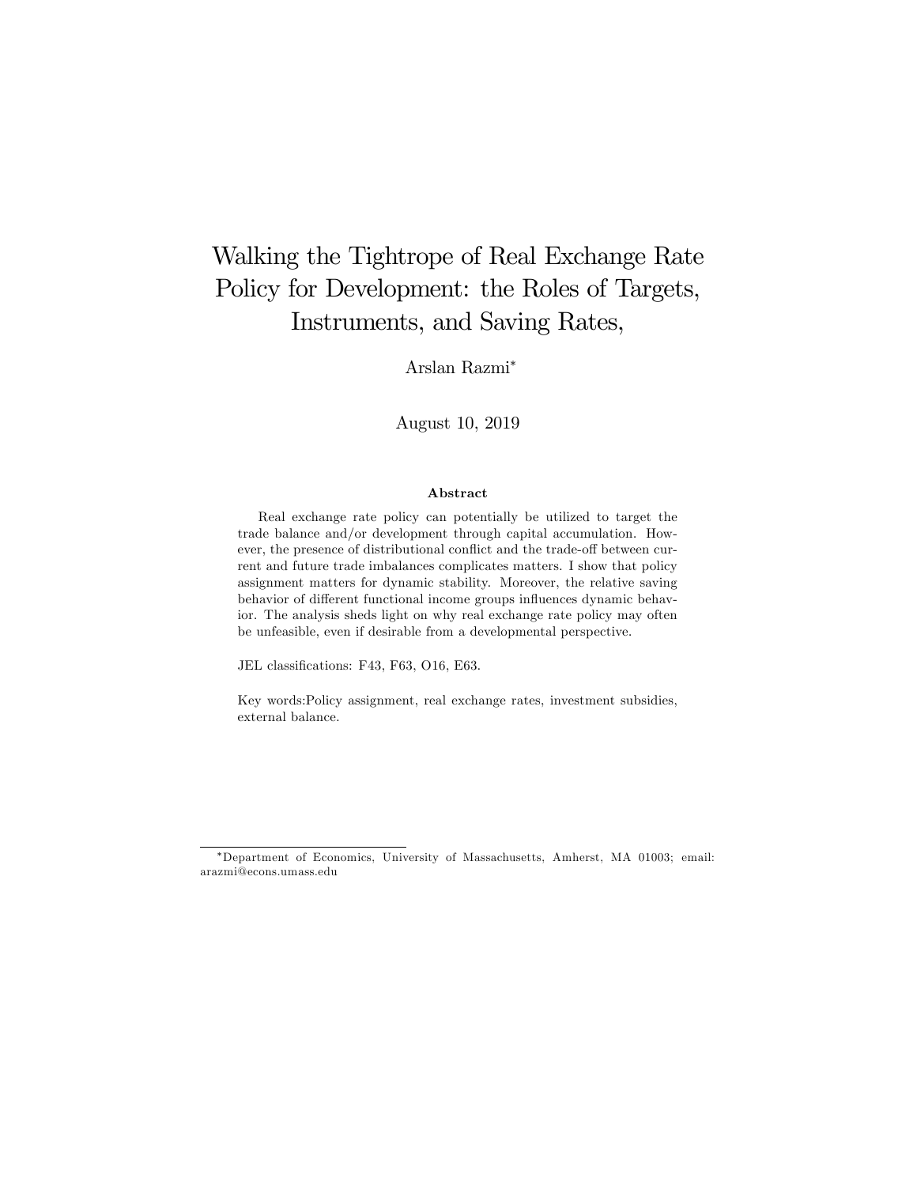# Walking the Tightrope of Real Exchange Rate Policy for Development: the Roles of Targets, Instruments, and Saving Rates,

Arslan Razmi*

August 10, 2019

### Abstract

Real exchange rate policy can potentially be utilized to target the trade balance and/or development through capital accumulation. However, the presence of distributional conflict and the trade-off between current and future trade imbalances complicates matters. I show that policy assignment matters for dynamic stability. Moreover, the relative saving behavior of different functional income groups influences dynamic behavior. The analysis sheds light on why real exchange rate policy may often be unfeasible, even if desirable from a developmental perspective.

JEL classifications: F43, F63, O16, E63.

Key words:Policy assignment, real exchange rates, investment subsidies, external balance.

---

*Department of Economics, University of Massachusetts, Amherst, MA 01003; email: arazmi@econs.umass.edu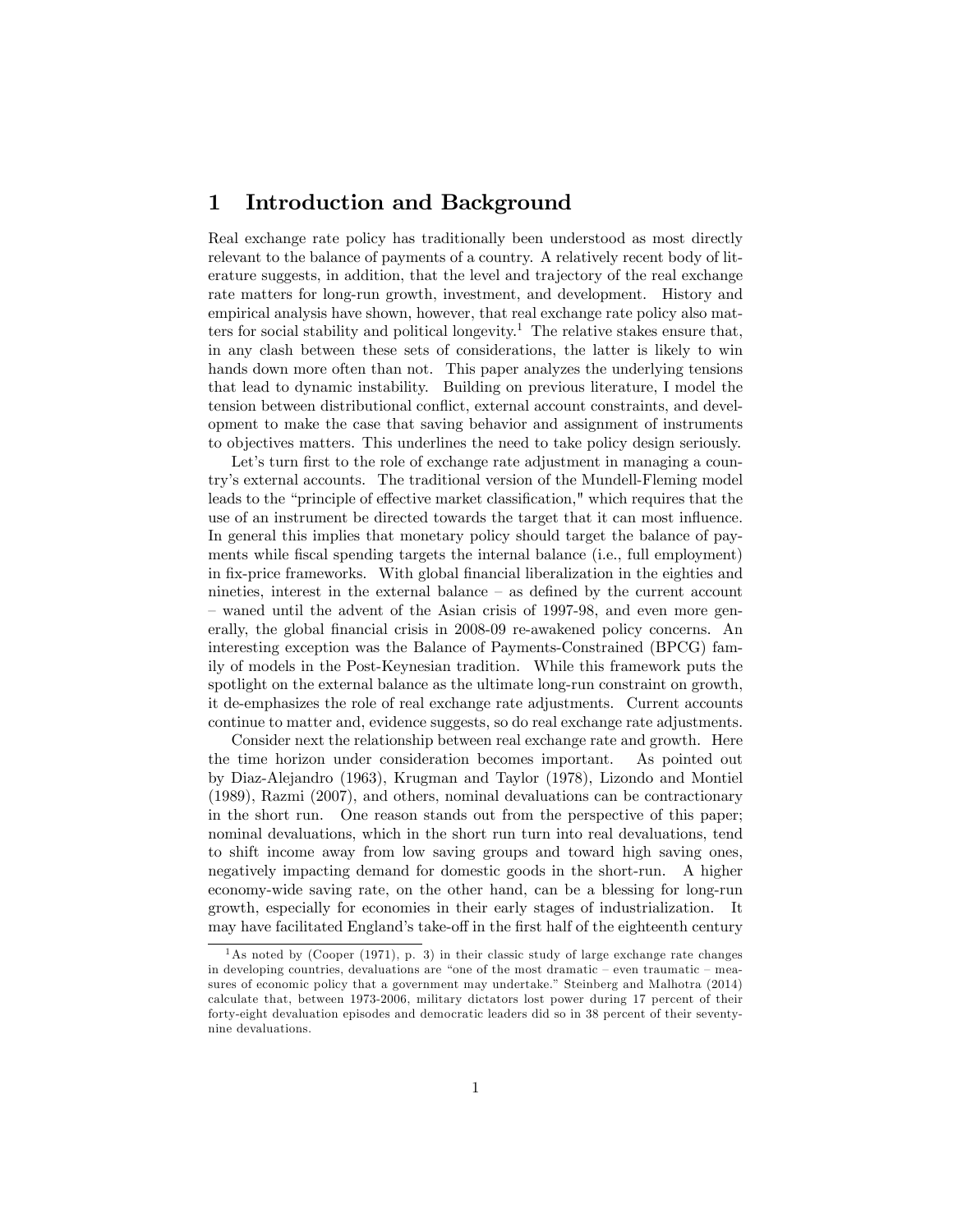# 1 Introduction and Background

Real exchange rate policy has traditionally been understood as most directly relevant to the balance of payments of a country. A relatively recent body of literature suggests, in addition, that the level and trajectory of the real exchange rate matters for long-run growth, investment, and development. History and empirical analysis have shown, however, that real exchange rate policy also matters for social stability and political longevity.[1] The relative stakes ensure that, in any clash between these sets of considerations, the latter is likely to win hands down more often than not. This paper analyzes the underlying tensions that lead to dynamic instability. Building on previous literature, I model the tension between distributional conflict, external account constraints, and development to make the case that saving behavior and assignment of instruments to objectives matters. This underlines the need to take policy design seriously.

Let's turn first to the role of exchange rate adjustment in managing a country's external accounts. The traditional version of the Mundell-Fleming model leads to the "principle of effective market classification," which requires that the use of an instrument be directed towards the target that it can most influence. In general this implies that monetary policy should target the balance of payments while fiscal spending targets the internal balance (i.e., full employment) in fix-price frameworks. With global financial liberalization in the eighties and nineties, interest in the external balance – as defined by the current account – waned until the advent of the Asian crisis of 1997-98, and even more generally, the global financial crisis in 2008-09 re-awakened policy concerns. An interesting exception was the Balance of Payments-Constrained (BPCG) family of models in the Post-Keynesian tradition. While this framework puts the spotlight on the external balance as the ultimate long-run constraint on growth, it de-emphasizes the role of real exchange rate adjustments. Current accounts continue to matter and, evidence suggests, so do real exchange rate adjustments.

Consider next the relationship between real exchange rate and growth. Here the time horizon under consideration becomes important. As pointed out by Diaz-Alejandro (1963), Krugman and Taylor (1978), Lizondo and Montiel (1989), Razmi (2007), and others, nominal devaluations can be contractionary in the short run. One reason stands out from the perspective of this paper; nominal devaluations, which in the short run turn into real devaluations, tend to shift income away from low saving groups and toward high saving ones, negatively impacting demand for domestic goods in the short-run. A higher economy-wide saving rate, on the other hand, can be a blessing for long-run growth, especially for economies in their early stages of industrialization. It may have facilitated England's take-off in the first half of the eighteenth century

[1] As noted by (Cooper (1971), p. 3) in their classic study of large exchange rate changes in developing countries, devaluations are "one of the most dramatic – even traumatic – measures of economic policy that a government may undertake." Steinberg and Malhotra (2014) calculate that, between 1973-2006, military dictators lost power during 17 percent of their forty-eight devaluation episodes and democratic leaders did so in 38 percent of their seventy-nine devaluations.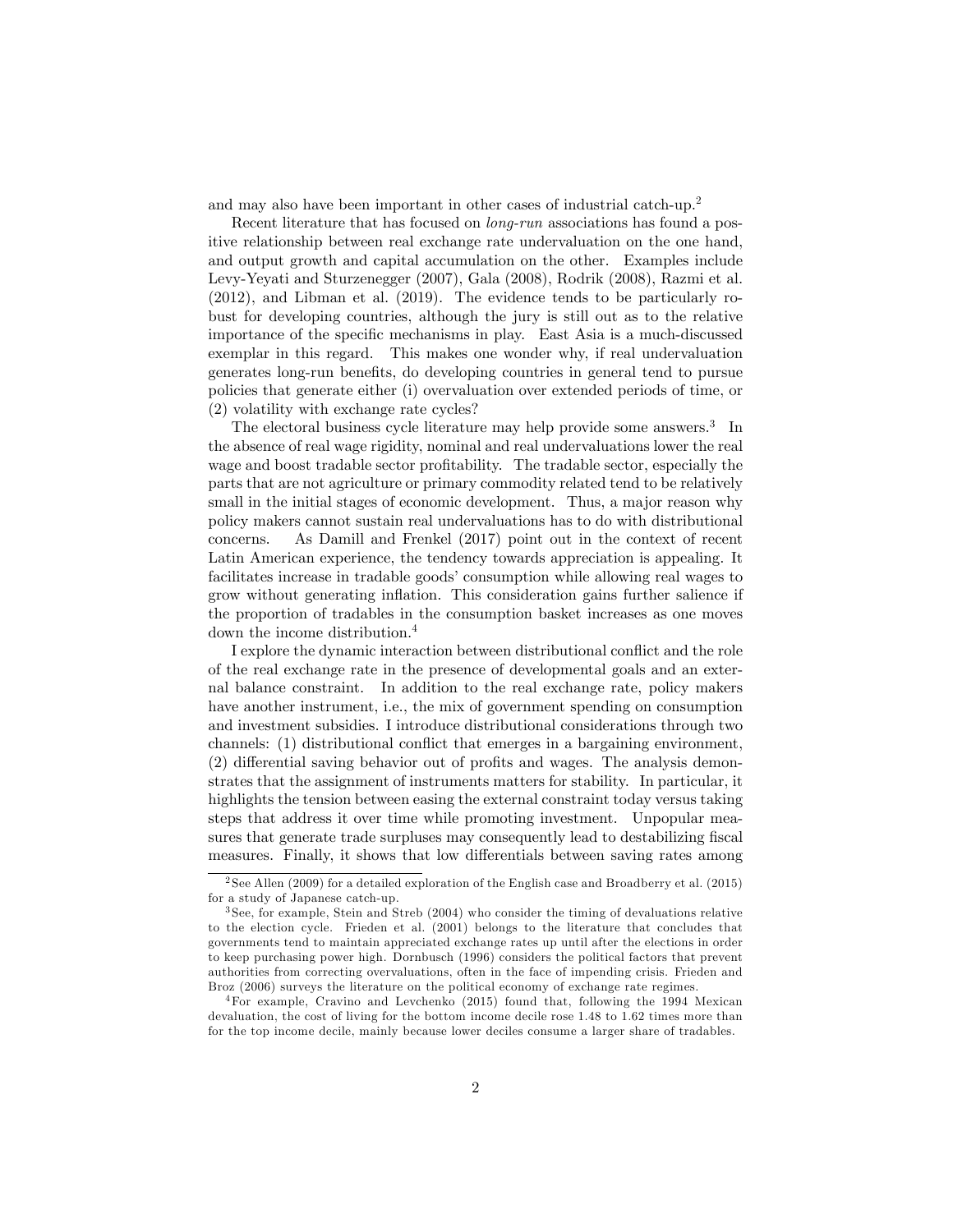and may also have been important in other cases of industrial catch-up.[2]

Recent literature that has focused on *long-run* associations has found a positive relationship between real exchange rate undervaluation on the one hand, and output growth and capital accumulation on the other. Examples include Levy-Yeyati and Sturzenegger (2007), Gala (2008), Rodrik (2008), Razmi et al. (2012), and Libman et al. (2019). The evidence tends to be particularly robust for developing countries, although the jury is still out as to the relative importance of the specific mechanisms in play. East Asia is a much-discussed exemplar in this regard. This makes one wonder why, if real undervaluation generates long-run benefits, do developing countries in general tend to pursue policies that generate either (i) overvaluation over extended periods of time, or (2) volatility with exchange rate cycles?

The electoral business cycle literature may help provide some answers.[3] In the absence of real wage rigidity, nominal and real undervaluations lower the real wage and boost tradable sector profitability. The tradable sector, especially the parts that are not agriculture or primary commodity related tend to be relatively small in the initial stages of economic development. Thus, a major reason why policy makers cannot sustain real undervaluations has to do with distributional concerns. As Damill and Frenkel (2017) point out in the context of recent Latin American experience, the tendency towards appreciation is appealing. It facilitates increase in tradable goods' consumption while allowing real wages to grow without generating inflation. This consideration gains further salience if the proportion of tradables in the consumption basket increases as one moves down the income distribution.[4]

I explore the dynamic interaction between distributional conflict and the role of the real exchange rate in the presence of developmental goals and an external balance constraint. In addition to the real exchange rate, policy makers have another instrument, i.e., the mix of government spending on consumption and investment subsidies. I introduce distributional considerations through two channels: (1) distributional conflict that emerges in a bargaining environment, (2) differential saving behavior out of profits and wages. The analysis demonstrates that the assignment of instruments matters for stability. In particular, it highlights the tension between easing the external constraint today versus taking steps that address it over time while promoting investment. Unpopular measures that generate trade surpluses may consequently lead to destabilizing fiscal measures. Finally, it shows that low differentials between saving rates among

---

[2] See Allen (2009) for a detailed exploration of the English case and Broadberry et al. (2015) for a study of Japanese catch-up.

[3] See, for example, Stein and Streb (2004) who consider the timing of devaluations relative to the election cycle. Frieden et al. (2001) belongs to the literature that concludes that governments tend to maintain appreciated exchange rates up until after the elections in order to keep purchasing power high. Dornbusch (1996) considers the political factors that prevent authorities from correcting overvaluations, often in the face of impending crisis. Frieden and Broz (2006) surveys the literature on the political economy of exchange rate regimes.

[4] For example, Cravino and Levchenko (2015) found that, following the 1994 Mexican devaluation, the cost of living for the bottom income decile rose 1.48 to 1.62 times more than for the top income decile, mainly because lower deciles consume a larger share of tradables.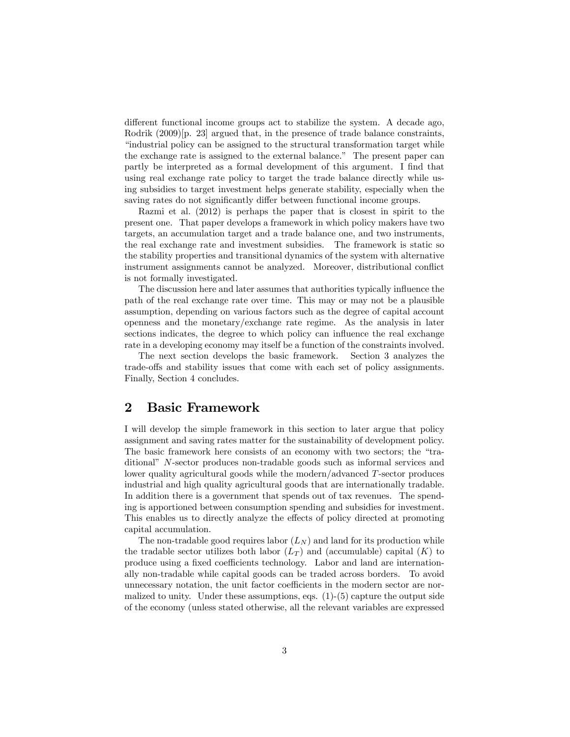different functional income groups act to stabilize the system. A decade ago, Rodrik (2009)[p. 23] argued that, in the presence of trade balance constraints, "industrial policy can be assigned to the structural transformation target while the exchange rate is assigned to the external balance." The present paper can partly be interpreted as a formal development of this argument. I find that using real exchange rate policy to target the trade balance directly while using subsidies to target investment helps generate stability, especially when the saving rates do not significantly differ between functional income groups.

Razmi et al. (2012) is perhaps the paper that is closest in spirit to the present one. That paper develops a framework in which policy makers have two targets, an accumulation target and a trade balance one, and two instruments, the real exchange rate and investment subsidies. The framework is static so the stability properties and transitional dynamics of the system with alternative instrument assignments cannot be analyzed. Moreover, distributional conflict is not formally investigated.

The discussion here and later assumes that authorities typically influence the path of the real exchange rate over time. This may or may not be a plausible assumption, depending on various factors such as the degree of capital account openness and the monetary/exchange rate regime. As the analysis in later sections indicates, the degree to which policy can influence the real exchange rate in a developing economy may itself be a function of the constraints involved.

The next section develops the basic framework. Section 3 analyzes the trade-offs and stability issues that come with each set of policy assignments. Finally, Section 4 concludes.

## 2 Basic Framework

I will develop the simple framework in this section to later argue that policy assignment and saving rates matter for the sustainability of development policy. The basic framework here consists of an economy with two sectors; the "traditional" $N$-sector produces non-tradable goods such as informal services and lower quality agricultural goods while the modern/advanced $T$-sector produces industrial and high quality agricultural goods that are internationally tradable. In addition there is a government that spends out of tax revenues. The spending is apportioned between consumption spending and subsidies for investment. This enables us to directly analyze the effects of policy directed at promoting capital accumulation.

The non-tradable good requires labor ($L_N$) and land for its production while the tradable sector utilizes both labor ($L_T$) and (accumulable) capital ($K$) to produce using a fixed coefficients technology. Labor and land are internationally non-tradable while capital goods can be traded across borders. To avoid unnecessary notation, the unit factor coefficients in the modern sector are normalized to unity. Under these assumptions, eqs. (1)-(5) capture the output side of the economy (unless stated otherwise, all the relevant variables are expressed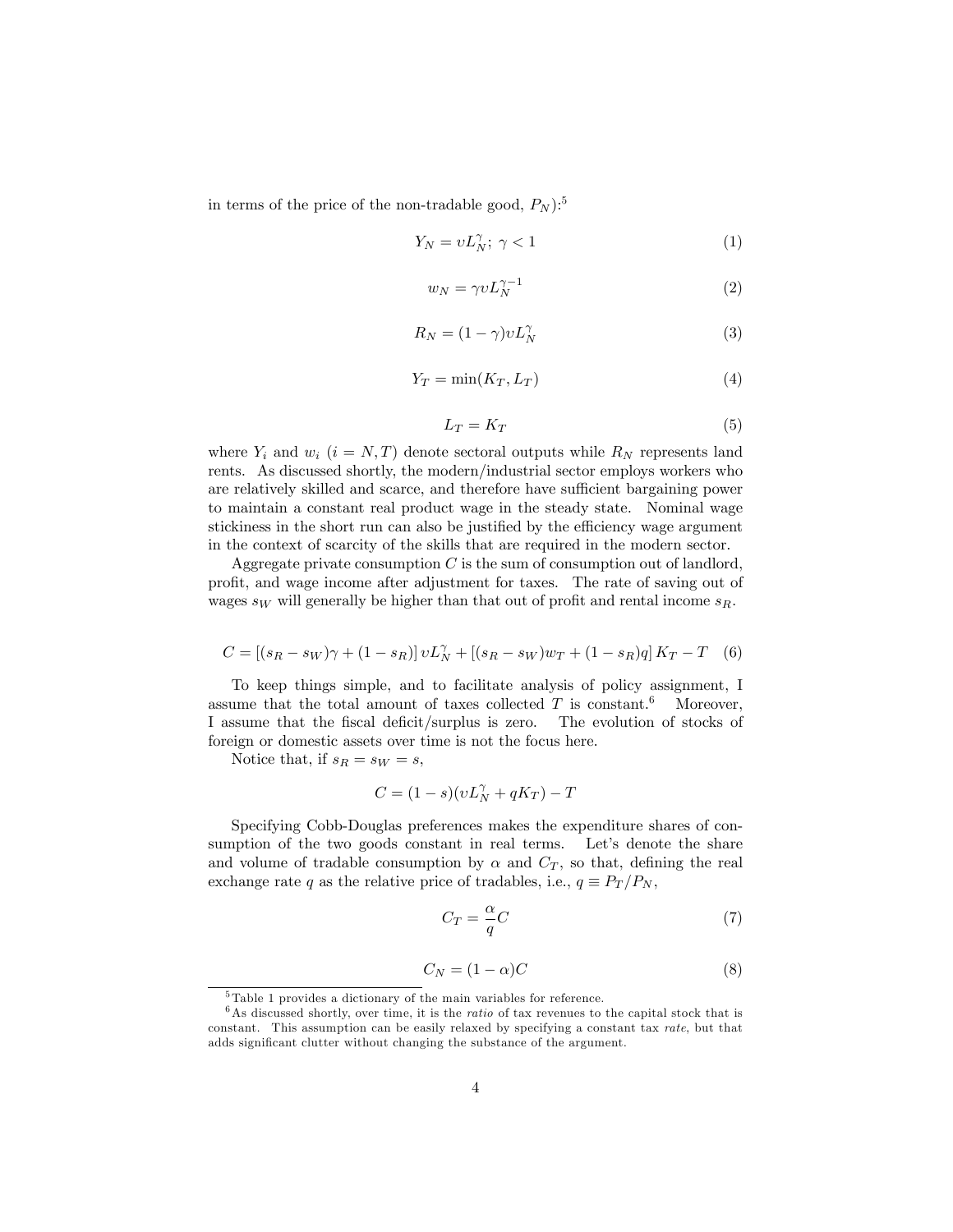in terms of the price of the non-tradable good, $P_N$):[5]

$$Y_N = \upsilon L_N^{\gamma};\ \gamma < 1 \tag{1}$$

$$w_N = \gamma \upsilon L_N^{\gamma - 1} \tag{2}$$

$$R_N = (1-\gamma)\upsilon L_N^{\gamma} \tag{3}$$

$$Y_T = \min(K_T, L_T) \tag{4}$$

$$L_T = K_T \tag{5}$$

where $Y_i$ and $w_i$ ($i = N, T$) denote sectoral outputs while $R_N$ represents land rents. As discussed shortly, the modern/industrial sector employs workers who are relatively skilled and scarce, and therefore have sufficient bargaining power to maintain a constant real product wage in the steady state. Nominal wage stickiness in the short run can also be justified by the efficiency wage argument in the context of scarcity of the skills that are required in the modern sector.

Aggregate private consumption $C$ is the sum of consumption out of landlord, profit, and wage income after adjustment for taxes. The rate of saving out of wages $s_W$ will generally be higher than that out of profit and rental income $s_R$.

$$C = \left[(s_R - s_W)\gamma + (1 - s_R)\right]\upsilon L_N^{\gamma} + \left[(s_R - s_W)w_T + (1 - s_R)q\right]K_T - T \tag{6}$$

To keep things simple, and to facilitate analysis of policy assignment, I assume that the total amount of taxes collected $T$ is constant.[6] Moreover, I assume that the fiscal deficit/surplus is zero. The evolution of stocks of foreign or domestic assets over time is not the focus here.

Notice that, if $s_R = s_W = s$,

$$C = (1-s)(\upsilon L_N^{\gamma} + qK_T) - T$$

Specifying Cobb-Douglas preferences makes the expenditure shares of consumption of the two goods constant in real terms. Let's denote the share and volume of tradable consumption by $\alpha$ and $C_T$, so that, defining the real exchange rate $q$ as the relative price of tradables, i.e., $q \equiv P_T/P_N$,

$$C_T = \frac{\alpha}{q}C \tag{7}$$

$$C_N = (1-\alpha)C \tag{8}$$

[5] Table 1 provides a dictionary of the main variables for reference.

[6] As discussed shortly, over time, it is the *ratio* of tax revenues to the capital stock that is constant. This assumption can be easily relaxed by specifying a constant tax *rate*, but that adds significant clutter without changing the substance of the argument.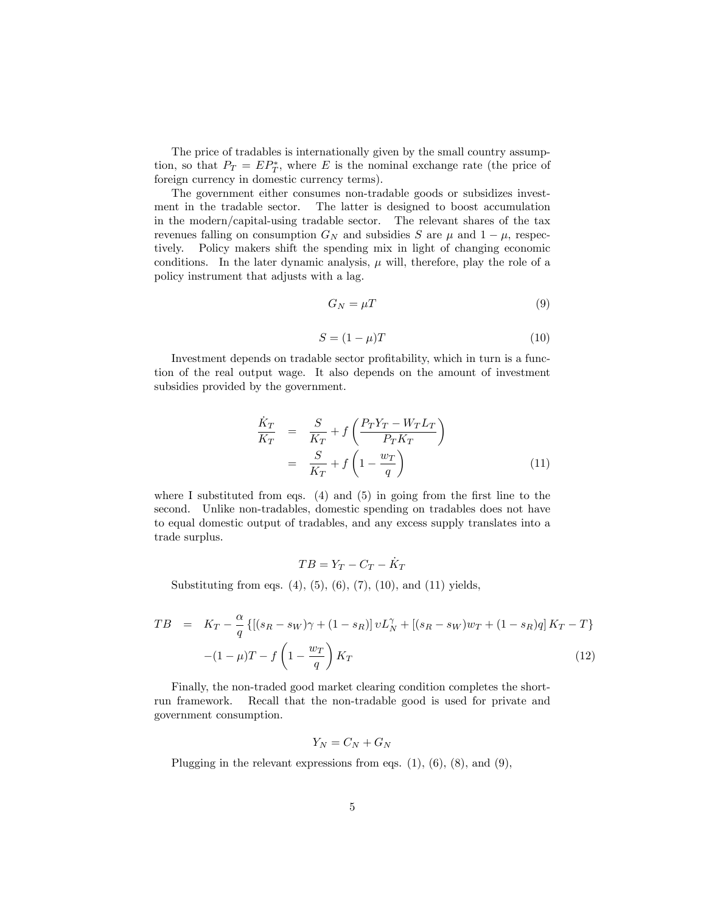The price of tradables is internationally given by the small country assumption, so that $P_T = EP_T^*$, where $E$ is the nominal exchange rate (the price of foreign currency in domestic currency terms).

The government either consumes non-tradable goods or subsidizes investment in the tradable sector. The latter is designed to boost accumulation in the modern/capital-using tradable sector. The relevant shares of the tax revenues falling on consumption $G_N$ and subsidies $S$ are $\mu$ and $1-\mu$, respectively. Policy makers shift the spending mix in light of changing economic conditions. In the later dynamic analysis, $\mu$ will, therefore, play the role of a policy instrument that adjusts with a lag.

$$G_N = \mu T \tag{9}$$

$$S = (1-\mu)T \tag{10}$$

Investment depends on tradable sector profitability, which in turn is a function of the real output wage. It also depends on the amount of investment subsidies provided by the government.

$$\begin{aligned}
\frac{\dot{K}_T}{K_T} &= \frac{S}{K_T} + f\left(\frac{P_T Y_T - W_T L_T}{P_T K_T}\right) \\
&= \frac{S}{K_T} + f\left(1 - \frac{w_T}{q}\right)
\end{aligned} \tag{11}$$

where I substituted from eqs. (4) and (5) in going from the first line to the second. Unlike non-tradables, domestic spending on tradables does not have to equal domestic output of tradables, and any excess supply translates into a trade surplus.

$$TB = Y_T - C_T - \dot{K}_T$$

Substituting from eqs. (4), (5), (6), (7), (10), and (11) yields,

$$\begin{aligned}
TB &= K_T - \frac{\alpha}{q}\left\{\left[(s_R - s_W)\gamma + (1-s_R)\right]\upsilon L_N^{\gamma} + \left[(s_R - s_W)w_T + (1-s_R)q\right]K_T - T\right\} \\
&\quad -(1-\mu)T - f\left(1 - \frac{w_T}{q}\right)K_T
\end{aligned} \tag{12}$$

Finally, the non-traded good market clearing condition completes the short-run framework. Recall that the non-tradable good is used for private and government consumption.

$$Y_N = C_N + G_N$$

Plugging in the relevant expressions from eqs. (1), (6), (8), and (9),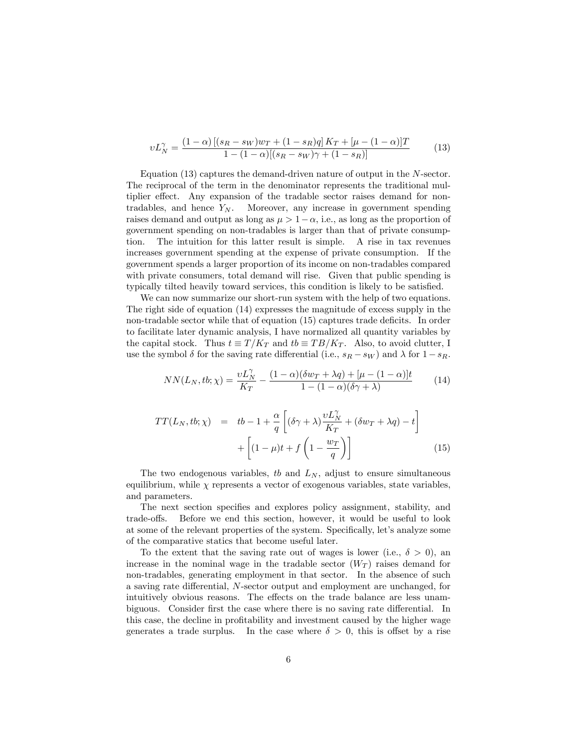$$\upsilon L_N^\gamma = \frac{(1-\alpha)\left[(s_R - s_W)w_T + (1-s_R)q\right]K_T + [\mu - (1-\alpha)]T}{1-(1-\alpha)[(s_R-s_W)\gamma + (1-s_R)]} \tag{13}$$

Equation (13) captures the demand-driven nature of output in the $N$-sector. The reciprocal of the term in the denominator represents the traditional multiplier effect. Any expansion of the tradable sector raises demand for non-tradables, and hence $Y_N$. Moreover, any increase in government spending raises demand and output as long as $\mu > 1-\alpha$, i.e., as long as the proportion of government spending on non-tradables is larger than that of private consumption. The intuition for this latter result is simple. A rise in tax revenues increases government spending at the expense of private consumption. If the government spends a larger proportion of its income on non-tradables compared with private consumers, total demand will rise. Given that public spending is typically tilted heavily toward services, this condition is likely to be satisfied.

We can now summarize our short-run system with the help of two equations. The right side of equation (14) expresses the magnitude of excess supply in the non-tradable sector while that of equation (15) captures trade deficits. In order to facilitate later dynamic analysis, I have normalized all quantity variables by the capital stock. Thus $t \equiv T/K_T$ and $tb \equiv TB/K_T$. Also, to avoid clutter, I use the symbol $\delta$ for the saving rate differential (i.e., $s_R - s_W$) and $\lambda$ for $1-s_R$.

$$NN(L_N, tb; \chi) = \frac{\upsilon L_N^\gamma}{K_T} - \frac{(1-\alpha)(\delta w_T + \lambda q) + [\mu - (1-\alpha)]t}{1-(1-\alpha)(\delta\gamma + \lambda)} \tag{14}$$

$$\begin{aligned} TT(L_N, tb; \chi) \quad &= \quad tb - 1 + \frac{\alpha}{q}\left[(\delta\gamma + \lambda)\frac{\upsilon L_N^\gamma}{K_T} + (\delta w_T + \lambda q) - t\right. \\ &\qquad \left. + \left[(1-\mu)t + f\left(1 - \frac{w_T}{q}\right)\right]\right] \end{aligned} \tag{15}$$

The two endogenous variables, $tb$ and $L_N$, adjust to ensure simultaneous equilibrium, while $\chi$ represents a vector of exogenous variables, state variables, and parameters.

The next section specifies and explores policy assignment, stability, and trade-offs. Before we end this section, however, it would be useful to look at some of the relevant properties of the system. Specifically, let's analyze some of the comparative statics that become useful later.

To the extent that the saving rate out of wages is lower (i.e., $\delta > 0$), an increase in the nominal wage in the tradable sector ($W_T$) raises demand for non-tradables, generating employment in that sector. In the absence of such a saving rate differential, $N$-sector output and employment are unchanged, for intuitively obvious reasons. The effects on the trade balance are less unambiguous. Consider first the case where there is no saving rate differential. In this case, the decline in profitability and investment caused by the higher wage generates a trade surplus. In the case where $\delta > 0$, this is offset by a rise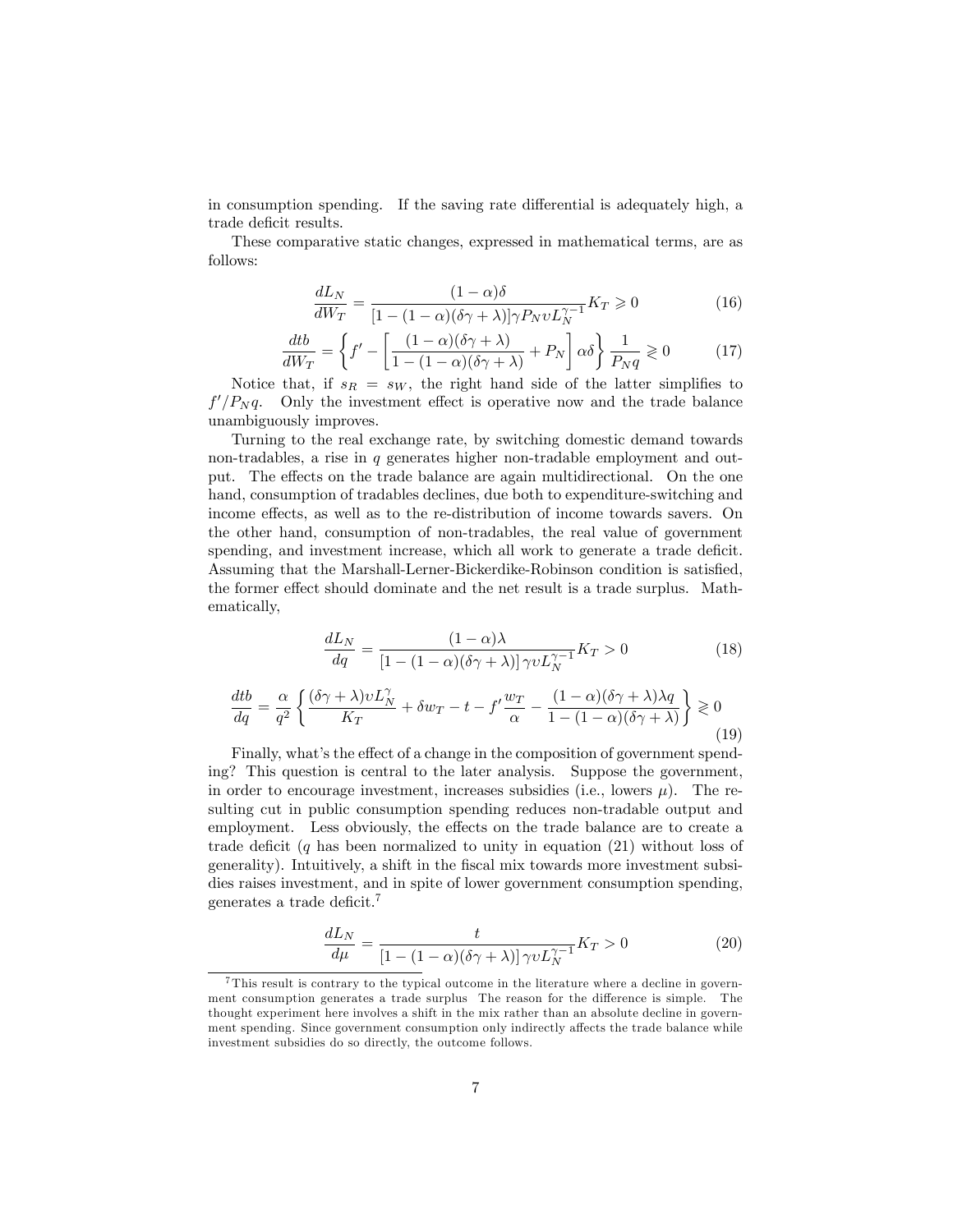in consumption spending. If the saving rate differential is adequately high, a trade deficit results.

These comparative static changes, expressed in mathematical terms, are as follows:

$$\frac{dL_N}{dW_T} = \frac{(1-\alpha)\delta}{[1-(1-\alpha)(\delta\gamma+\lambda)]\gamma P_N \upsilon L_N^{\gamma-1}} K_T \gtrless 0 \tag{16}$$

$$\frac{dtb}{dW_T} = \left\{ f' - \left[ \frac{(1-\alpha)(\delta\gamma+\lambda)}{1-(1-\alpha)(\delta\gamma+\lambda)} + P_N \right] \alpha\delta \right\} \frac{1}{P_N q} \gtrless 0 \tag{17}$$

Notice that, if $s_R = s_W$, the right hand side of the latter simplifies to $f'/P_N q$. Only the investment effect is operative now and the trade balance unambiguously improves.

Turning to the real exchange rate, by switching domestic demand towards non-tradables, a rise in $q$ generates higher non-tradable employment and output. The effects on the trade balance are again multidirectional. On the one hand, consumption of tradables declines, due both to expenditure-switching and income effects, as well as to the re-distribution of income towards savers. On the other hand, consumption of non-tradables, the real value of government spending, and investment increase, which all work to generate a trade deficit. Assuming that the Marshall-Lerner-Bickerdike-Robinson condition is satisfied, the former effect should dominate and the net result is a trade surplus. Mathematically,

$$\frac{dL_N}{dq} = \frac{(1-\alpha)\lambda}{[1-(1-\alpha)(\delta\gamma+\lambda)]\,\gamma \upsilon L_N^{\gamma-1}} K_T > 0 \tag{18}$$

$$\frac{dtb}{dq} = \frac{\alpha}{q^2} \left\{ \frac{(\delta\gamma+\lambda)\upsilon L_N^{\gamma}}{K_T} + \delta w_T - t - f' \frac{w_T}{\alpha} - \frac{(1-\alpha)(\delta\gamma+\lambda)\lambda q}{1-(1-\alpha)(\delta\gamma+\lambda)} \right\} \gtrless 0 \tag{19}$$

Finally, what's the effect of a change in the composition of government spending? This question is central to the later analysis. Suppose the government, in order to encourage investment, increases subsidies (i.e., lowers $\mu$). The resulting cut in public consumption spending reduces non-tradable output and employment. Less obviously, the effects on the trade balance are to create a trade deficit ($q$ has been normalized to unity in equation (21) without loss of generality). Intuitively, a shift in the fiscal mix towards more investment subsidies raises investment, and in spite of lower government consumption spending, generates a trade deficit.[7]

$$\frac{dL_N}{d\mu} = \frac{t}{[1-(1-\alpha)(\delta\gamma+\lambda)]\,\gamma \upsilon L_N^{\gamma-1}} K_T > 0 \tag{20}$$

[7] This result is contrary to the typical outcome in the literature where a decline in government consumption generates a trade surplus The reason for the difference is simple. The thought experiment here involves a shift in the mix rather than an absolute decline in government spending. Since government consumption only indirectly affects the trade balance while investment subsidies do so directly, the outcome follows.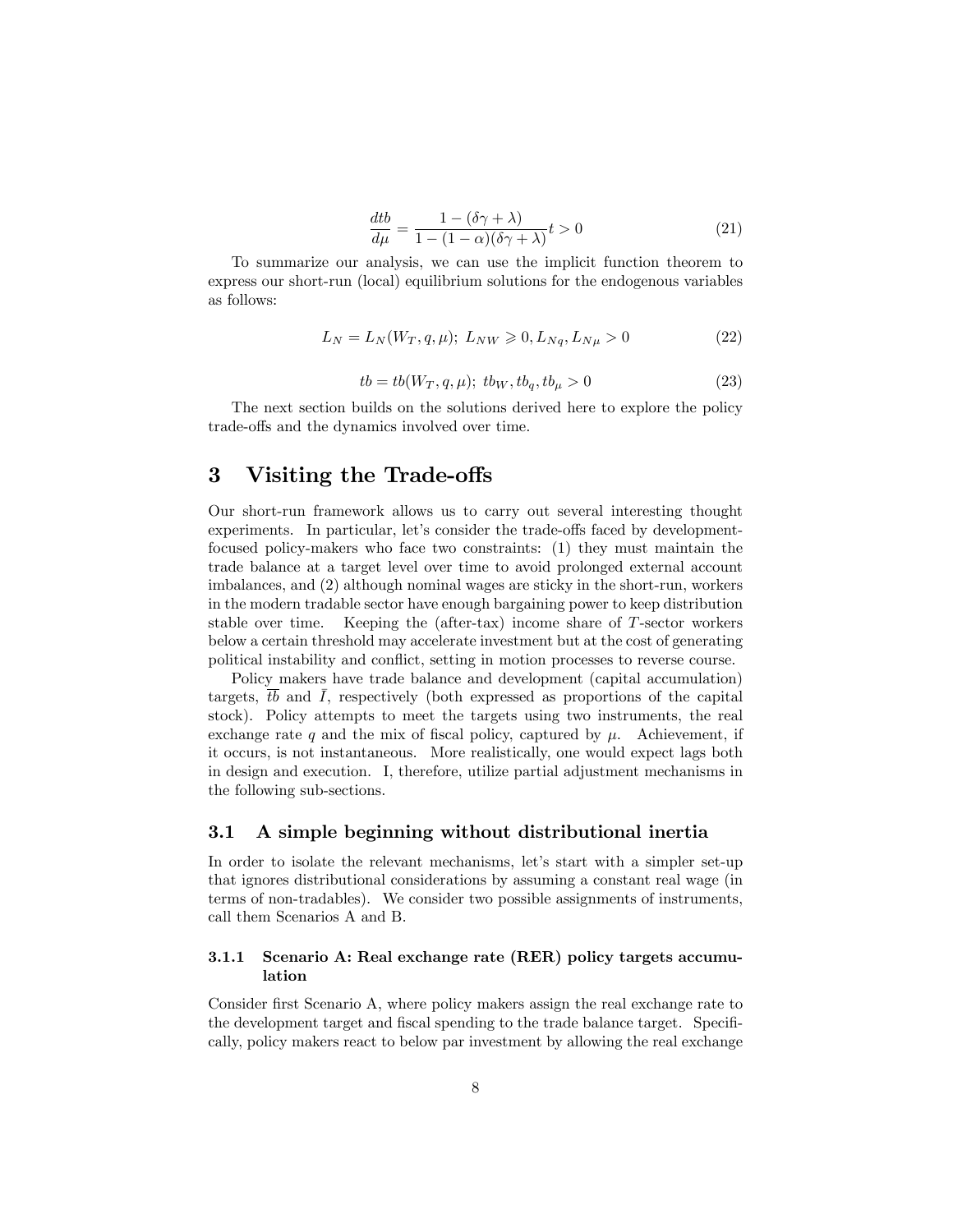$$\frac{dtb}{d\mu} = \frac{1-(\delta\gamma+\lambda)}{1-(1-\alpha)(\delta\gamma+\lambda)}t > 0 \tag{21}$$

To summarize our analysis, we can use the implicit function theorem to express our short-run (local) equilibrium solutions for the endogenous variables as follows:

$$L_N = L_N(W_T, q, \mu);\ L_{NW} \gtrless 0, L_{Nq}, L_{N\mu} > 0 \tag{22}$$

$$tb = tb(W_T, q, \mu);\ tb_W, tb_q, tb_\mu > 0 \tag{23}$$

The next section builds on the solutions derived here to explore the policy trade-offs and the dynamics involved over time.

## 3 Visiting the Trade-offs

Our short-run framework allows us to carry out several interesting thought experiments. In particular, let's consider the trade-offs faced by development-focused policy-makers who face two constraints: (1) they must maintain the trade balance at a target level over time to avoid prolonged external account imbalances, and (2) although nominal wages are sticky in the short-run, workers in the modern tradable sector have enough bargaining power to keep distribution stable over time. Keeping the (after-tax) income share of $T$-sector workers below a certain threshold may accelerate investment but at the cost of generating political instability and conflict, setting in motion processes to reverse course.

Policy makers have trade balance and development (capital accumulation) targets, $\overline{tb}$ and $\bar{I}$, respectively (both expressed as proportions of the capital stock). Policy attempts to meet the targets using two instruments, the real exchange rate $q$ and the mix of fiscal policy, captured by $\mu$. Achievement, if it occurs, is not instantaneous. More realistically, one would expect lags both in design and execution. I, therefore, utilize partial adjustment mechanisms in the following sub-sections.

### 3.1 A simple beginning without distributional inertia

In order to isolate the relevant mechanisms, let's start with a simpler set-up that ignores distributional considerations by assuming a constant real wage (in terms of non-tradables). We consider two possible assignments of instruments, call them Scenarios A and B.

#### 3.1.1 Scenario A: Real exchange rate (RER) policy targets accumulation

Consider first Scenario A, where policy makers assign the real exchange rate to the development target and fiscal spending to the trade balance target. Specifically, policy makers react to below par investment by allowing the real exchange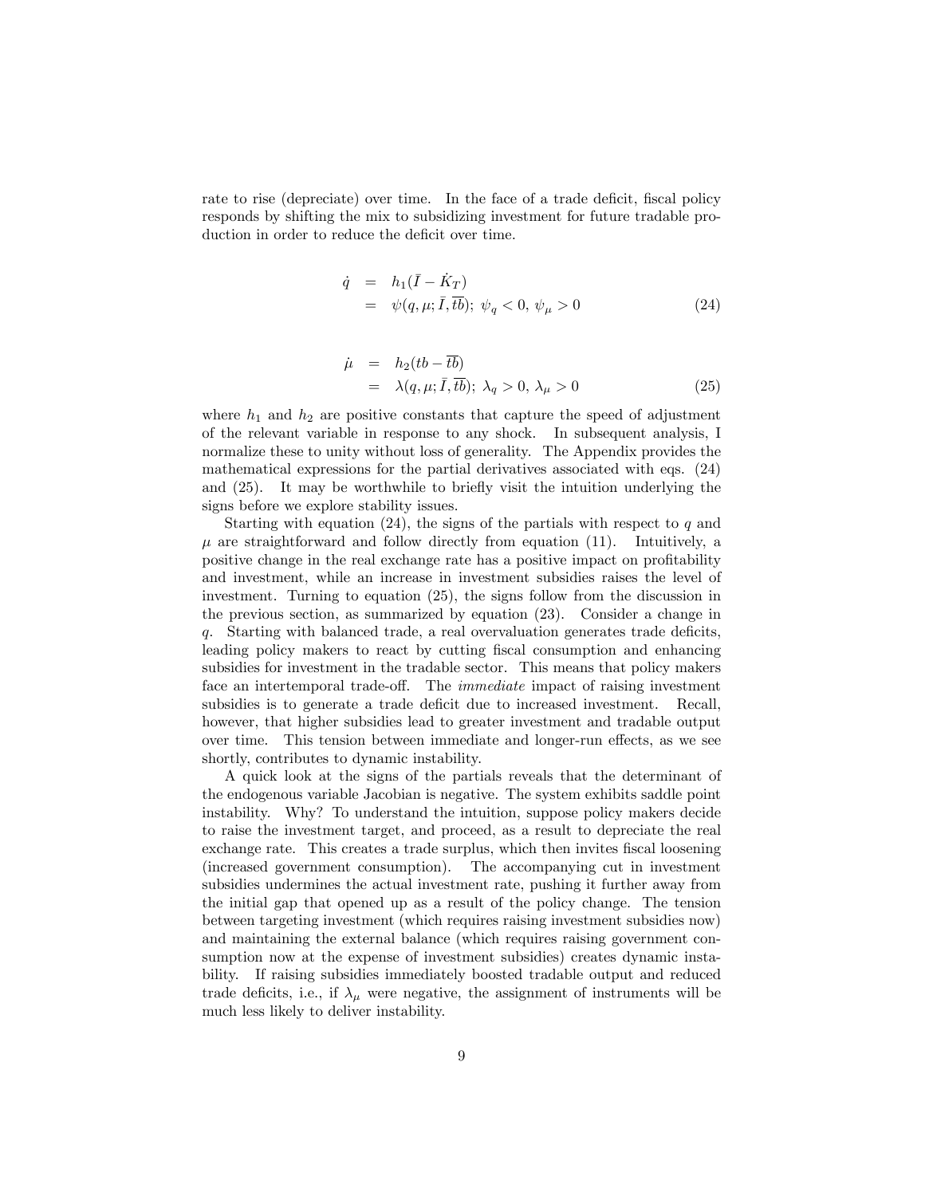rate to rise (depreciate) over time. In the face of a trade deficit, fiscal policy responds by shifting the mix to subsidizing investment for future tradable production in order to reduce the deficit over time.

$$
\begin{aligned}
\dot{q} &= h_1(\bar{I} - \dot{K}_T) \\
&= \psi(q, \mu; \bar{I}, \overline{tb});\ \psi_q < 0,\ \psi_\mu > 0
\end{aligned}
\tag{24}
$$

$$
\begin{aligned}
\dot{\mu} &= h_2(tb - \overline{tb}) \\
&= \lambda(q, \mu; \bar{I}, \overline{tb});\ \lambda_q > 0,\ \lambda_\mu > 0
\end{aligned}
\tag{25}
$$

where $h_1$ and $h_2$ are positive constants that capture the speed of adjustment of the relevant variable in response to any shock. In subsequent analysis, I normalize these to unity without loss of generality. The Appendix provides the mathematical expressions for the partial derivatives associated with eqs. (24) and (25). It may be worthwhile to briefly visit the intuition underlying the signs before we explore stability issues.

Starting with equation (24), the signs of the partials with respect to $q$ and $\mu$ are straightforward and follow directly from equation (11). Intuitively, a positive change in the real exchange rate has a positive impact on profitability and investment, while an increase in investment subsidies raises the level of investment. Turning to equation (25), the signs follow from the discussion in the previous section, as summarized by equation (23). Consider a change in $q$. Starting with balanced trade, a real overvaluation generates trade deficits, leading policy makers to react by cutting fiscal consumption and enhancing subsidies for investment in the tradable sector. This means that policy makers face an intertemporal trade-off. The *immediate* impact of raising investment subsidies is to generate a trade deficit due to increased investment. Recall, however, that higher subsidies lead to greater investment and tradable output over time. This tension between immediate and longer-run effects, as we see shortly, contributes to dynamic instability.

A quick look at the signs of the partials reveals that the determinant of the endogenous variable Jacobian is negative. The system exhibits saddle point instability. Why? To understand the intuition, suppose policy makers decide to raise the investment target, and proceed, as a result to depreciate the real exchange rate. This creates a trade surplus, which then invites fiscal loosening (increased government consumption). The accompanying cut in investment subsidies undermines the actual investment rate, pushing it further away from the initial gap that opened up as a result of the policy change. The tension between targeting investment (which requires raising investment subsidies now) and maintaining the external balance (which requires raising government consumption now at the expense of investment subsidies) creates dynamic instability. If raising subsidies immediately boosted tradable output and reduced trade deficits, i.e., if $\lambda_\mu$ were negative, the assignment of instruments will be much less likely to deliver instability.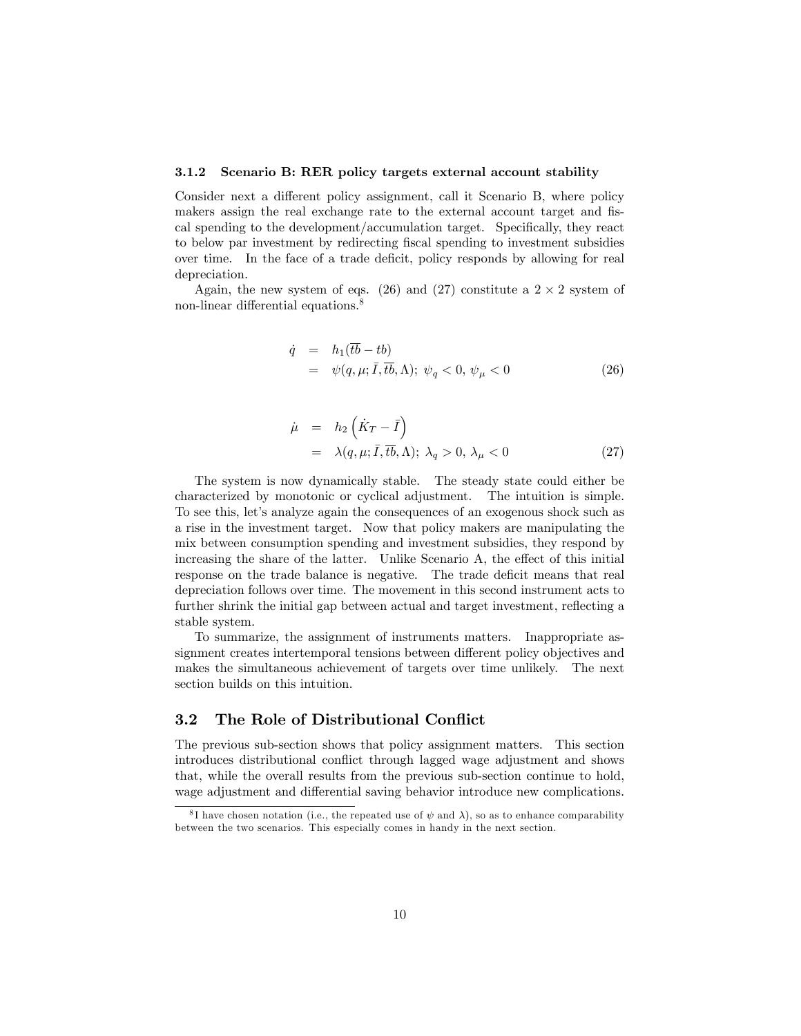### 3.1.2 Scenario B: RER policy targets external account stability

Consider next a different policy assignment, call it Scenario B, where policy makers assign the real exchange rate to the external account target and fiscal spending to the development/accumulation target. Specifically, they react to below par investment by redirecting fiscal spending to investment subsidies over time. In the face of a trade deficit, policy responds by allowing for real depreciation.

Again, the new system of eqs. (26) and (27) constitute a $2 \times 2$ system of non-linear differential equations.[8]

$$
\begin{aligned}
\dot{q} &= h_1(\overline{tb} - tb) \\
&= \psi(q, \mu; \bar{I}, \overline{tb}, \Lambda);\ \psi_q < 0,\ \psi_\mu < 0
\end{aligned}
\tag{26}
$$

$$
\begin{aligned}
\dot{\mu} &= h_2\left(\dot{K}_T - \bar{I}\right) \\
&= \lambda(q, \mu; \bar{I}, \overline{tb}, \Lambda);\ \lambda_q > 0,\ \lambda_\mu < 0
\end{aligned}
\tag{27}
$$

The system is now dynamically stable. The steady state could either be characterized by monotonic or cyclical adjustment. The intuition is simple. To see this, let's analyze again the consequences of an exogenous shock such as a rise in the investment target. Now that policy makers are manipulating the mix between consumption spending and investment subsidies, they respond by increasing the share of the latter. Unlike Scenario A, the effect of this initial response on the trade balance is negative. The trade deficit means that real depreciation follows over time. The movement in this second instrument acts to further shrink the initial gap between actual and target investment, reflecting a stable system.

To summarize, the assignment of instruments matters. Inappropriate assignment creates intertemporal tensions between different policy objectives and makes the simultaneous achievement of targets over time unlikely. The next section builds on this intuition.

## 3.2 The Role of Distributional Conflict

The previous sub-section shows that policy assignment matters. This section introduces distributional conflict through lagged wage adjustment and shows that, while the overall results from the previous sub-section continue to hold, wage adjustment and differential saving behavior introduce new complications.

[8] I have chosen notation (i.e., the repeated use of $\psi$ and $\lambda$), so as to enhance comparability between the two scenarios. This especially comes in handy in the next section.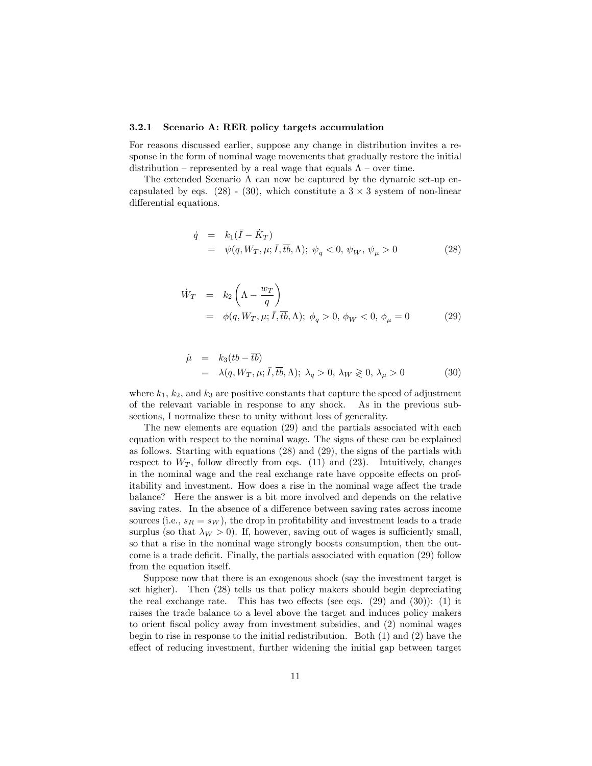#### 3.2.1 Scenario A: RER policy targets accumulation

For reasons discussed earlier, suppose any change in distribution invites a response in the form of nominal wage movements that gradually restore the initial distribution – represented by a real wage that equals $\Lambda$ – over time.

The extended Scenario A can now be captured by the dynamic set-up encapsulated by eqs. (28) - (30), which constitute a $3 \times 3$ system of non-linear differential equations.

$$
\begin{aligned}
\dot{q} &= k_1(\bar{I} - \dot{K}_T) \\
&= \psi(q, W_T, \mu; \bar{I}, \overline{tb}, \Lambda);\ \psi_q < 0,\ \psi_W,\ \psi_\mu > 0
\end{aligned} \tag{28}
$$

$$
\begin{aligned}
\dot{W}_T &= k_2\left(\Lambda - \frac{w_T}{q}\right) \\
&= \phi(q, W_T, \mu; \bar{I}, \overline{tb}, \Lambda);\ \phi_q > 0,\ \phi_W < 0,\ \phi_\mu = 0
\end{aligned} \tag{29}
$$

$$
\begin{aligned}
\dot{\mu} &= k_3(tb - \overline{tb}) \\
&= \lambda(q, W_T, \mu; \bar{I}, \overline{tb}, \Lambda);\ \lambda_q > 0,\ \lambda_W \gtrless 0,\ \lambda_\mu > 0
\end{aligned} \tag{30}
$$

where $k_1$, $k_2$, and $k_3$ are positive constants that capture the speed of adjustment of the relevant variable in response to any shock. As in the previous subsections, I normalize these to unity without loss of generality.

The new elements are equation (29) and the partials associated with each equation with respect to the nominal wage. The signs of these can be explained as follows. Starting with equations (28) and (29), the signs of the partials with respect to $W_T$, follow directly from eqs. (11) and (23). Intuitively, changes in the nominal wage and the real exchange rate have opposite effects on profitability and investment. How does a rise in the nominal wage affect the trade balance? Here the answer is a bit more involved and depends on the relative saving rates. In the absence of a difference between saving rates across income sources (i.e., $s_R = s_W$), the drop in profitability and investment leads to a trade surplus (so that $\lambda_W > 0$). If, however, saving out of wages is sufficiently small, so that a rise in the nominal wage strongly boosts consumption, then the outcome is a trade deficit. Finally, the partials associated with equation (29) follow from the equation itself.

Suppose now that there is an exogenous shock (say the investment target is set higher). Then (28) tells us that policy makers should begin depreciating the real exchange rate. This has two effects (see eqs. (29) and (30)): (1) it raises the trade balance to a level above the target and induces policy makers to orient fiscal policy away from investment subsidies, and (2) nominal wages begin to rise in response to the initial redistribution. Both (1) and (2) have the effect of reducing investment, further widening the initial gap between target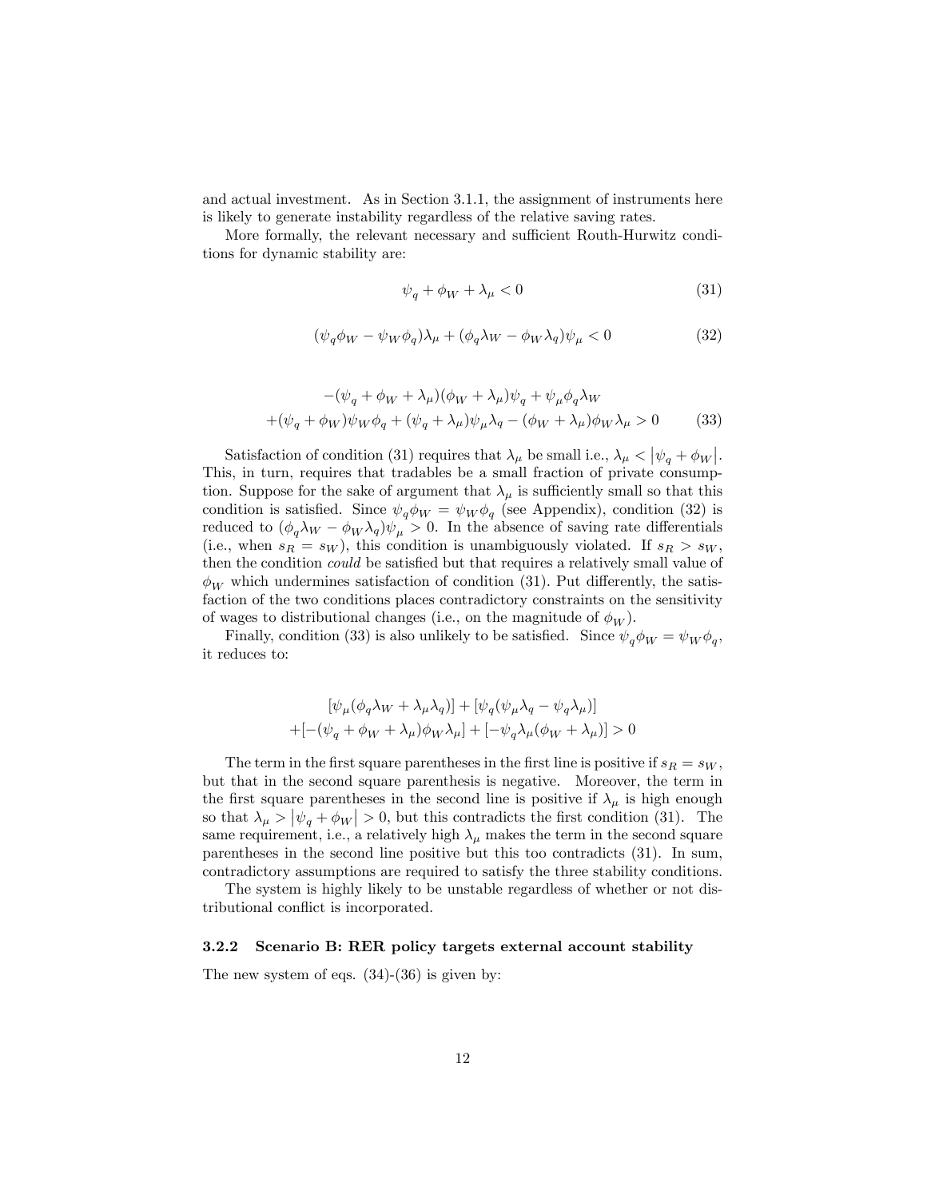and actual investment. As in Section 3.1.1, the assignment of instruments here is likely to generate instability regardless of the relative saving rates.

More formally, the relevant necessary and sufficient Routh-Hurwitz conditions for dynamic stability are:

$$\psi_q + \phi_W + \lambda_\mu < 0 \tag{31}$$

$$(\psi_q \phi_W - \psi_W \phi_q)\lambda_\mu + (\phi_q \lambda_W - \phi_W \lambda_q)\psi_\mu < 0 \tag{32}$$

$$\begin{aligned} &-(\psi_q + \phi_W + \lambda_\mu)(\phi_W + \lambda_\mu)\psi_q + \psi_\mu \phi_q \lambda_W \\ &+(\psi_q + \phi_W)\psi_W \phi_q + (\psi_q + \lambda_\mu)\psi_\mu \lambda_q - (\phi_W + \lambda_\mu)\phi_W \lambda_\mu > 0 \end{aligned} \tag{33}$$

Satisfaction of condition (31) requires that $\lambda_\mu$ be small i.e., $\lambda_\mu < |\psi_q + \phi_W|$. This, in turn, requires that tradables be a small fraction of private consumption. Suppose for the sake of argument that $\lambda_\mu$ is sufficiently small so that this condition is satisfied. Since $\psi_q \phi_W = \psi_W \phi_q$ (see Appendix), condition (32) is reduced to $(\phi_q \lambda_W - \phi_W \lambda_q)\psi_\mu > 0$. In the absence of saving rate differentials (i.e., when $s_R = s_W$), this condition is unambiguously violated. If $s_R > s_W$, then the condition *could* be satisfied but that requires a relatively small value of $\phi_W$ which undermines satisfaction of condition (31). Put differently, the satisfaction of the two conditions places contradictory constraints on the sensitivity of wages to distributional changes (i.e., on the magnitude of $\phi_W$).

Finally, condition (33) is also unlikely to be satisfied. Since $\psi_q \phi_W = \psi_W \phi_q$, it reduces to:

$$\begin{aligned} &[\psi_\mu(\phi_q \lambda_W + \lambda_\mu \lambda_q)] + [\psi_q(\psi_\mu \lambda_q - \psi_q \lambda_\mu)] \\ &+[-(\psi_q + \phi_W + \lambda_\mu)\phi_W \lambda_\mu] + [-\psi_q \lambda_\mu(\phi_W + \lambda_\mu)] > 0 \end{aligned}$$

The term in the first square parentheses in the first line is positive if $s_R = s_W$, but that in the second square parenthesis is negative. Moreover, the term in the first square parentheses in the second line is positive if $\lambda_\mu$ is high enough so that $\lambda_\mu > |\psi_q + \phi_W| > 0$, but this contradicts the first condition (31). The same requirement, i.e., a relatively high $\lambda_\mu$ makes the term in the second square parentheses in the second line positive but this too contradicts (31). In sum, contradictory assumptions are required to satisfy the three stability conditions.

The system is highly likely to be unstable regardless of whether or not distributional conflict is incorporated.

#### 3.2.2 Scenario B: RER policy targets external account stability

The new system of eqs. (34)-(36) is given by: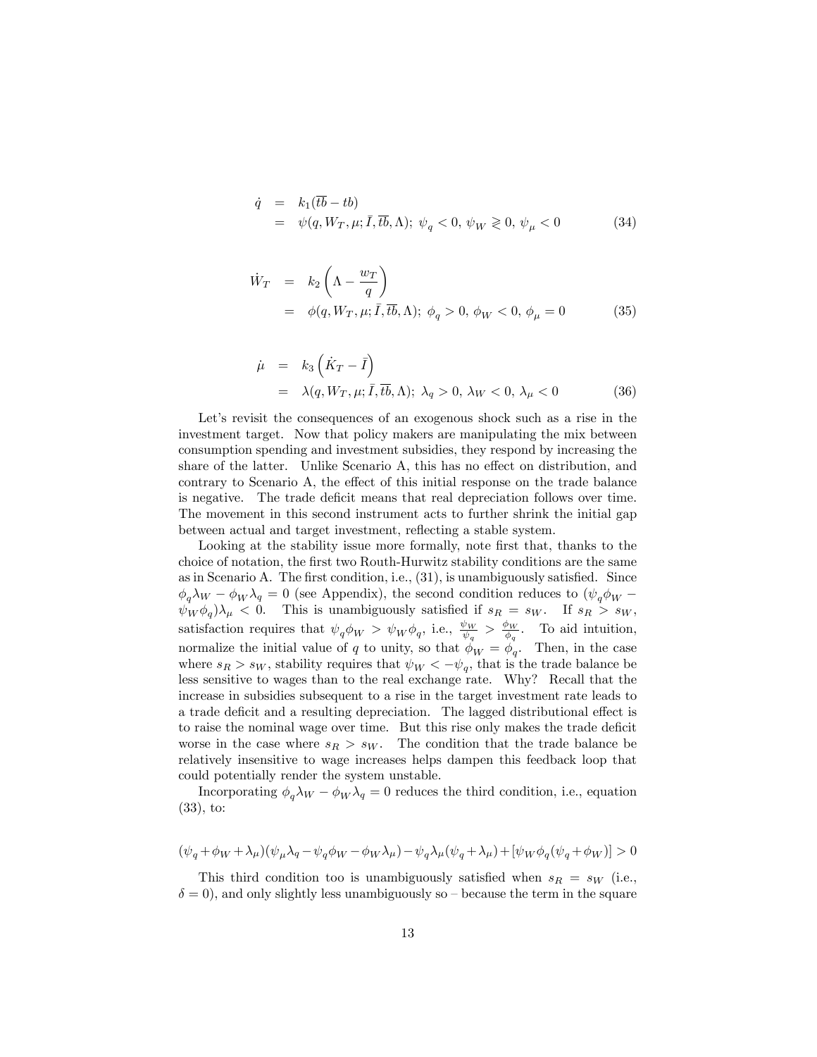$$
\begin{aligned}
\dot{q} &= k_1(\overline{tb} - tb) \\
&= \psi(q, W_T, \mu; \bar{I}, \overline{tb}, \Lambda);\ \psi_q < 0,\ \psi_W \gtreqless 0,\ \psi_\mu < 0
\end{aligned} \tag{34}
$$

$$
\begin{aligned}
\dot{W}_T &= k_2\left(\Lambda - \frac{w_T}{q}\right) \\
&= \phi(q, W_T, \mu; \bar{I}, \overline{tb}, \Lambda);\ \phi_q > 0,\ \phi_W < 0,\ \phi_\mu = 0
\end{aligned} \tag{35}
$$

$$
\begin{aligned}
\dot{\mu} &= k_3\left(\dot{K}_T - \bar{I}\right) \\
&= \lambda(q, W_T, \mu; \bar{I}, \overline{tb}, \Lambda);\ \lambda_q > 0,\ \lambda_W < 0,\ \lambda_\mu < 0
\end{aligned} \tag{36}
$$

Let's revisit the consequences of an exogenous shock such as a rise in the investment target. Now that policy makers are manipulating the mix between consumption spending and investment subsidies, they respond by increasing the share of the latter. Unlike Scenario A, this has no effect on distribution, and contrary to Scenario A, the effect of this initial response on the trade balance is negative. The trade deficit means that real depreciation follows over time. The movement in this second instrument acts to further shrink the initial gap between actual and target investment, reflecting a stable system.

Looking at the stability issue more formally, note first that, thanks to the choice of notation, the first two Routh-Hurwitz stability conditions are the same as in Scenario A. The first condition, i.e., (31), is unambiguously satisfied. Since $\phi_q\lambda_W - \phi_W\lambda_q = 0$ (see Appendix), the second condition reduces to $(\psi_q\phi_W - \psi_W\phi_q)\lambda_\mu < 0$. This is unambiguously satisfied if $s_R = s_W$. If $s_R > s_W$, satisfaction requires that $\psi_q\phi_W > \psi_W\phi_q$, i.e., $\frac{\psi_W}{\psi_q} > \frac{\phi_W}{\phi_q}$. To aid intuition, normalize the initial value of $q$ to unity, so that $\phi_W = \phi_q$. Then, in the case where $s_R > s_W$, stability requires that $\psi_W < -\psi_q$, that is the trade balance be less sensitive to wages than to the real exchange rate. Why? Recall that the increase in subsidies subsequent to a rise in the target investment rate leads to a trade deficit and a resulting depreciation. The lagged distributional effect is to raise the nominal wage over time. But this rise only makes the trade deficit worse in the case where $s_R > s_W$. The condition that the trade balance be relatively insensitive to wage increases helps dampen this feedback loop that could potentially render the system unstable.

Incorporating $\phi_q\lambda_W - \phi_W\lambda_q = 0$ reduces the third condition, i.e., equation (33), to:

$$
(\psi_q + \phi_W + \lambda_\mu)(\psi_\mu\lambda_q - \psi_q\phi_W - \phi_W\lambda_\mu) - \psi_q\lambda_\mu(\psi_q + \lambda_\mu) + [\psi_W\phi_q(\psi_q + \phi_W)] > 0
$$

This third condition too is unambiguously satisfied when $s_R = s_W$ (i.e., $\delta = 0$), and only slightly less unambiguously so – because the term in the square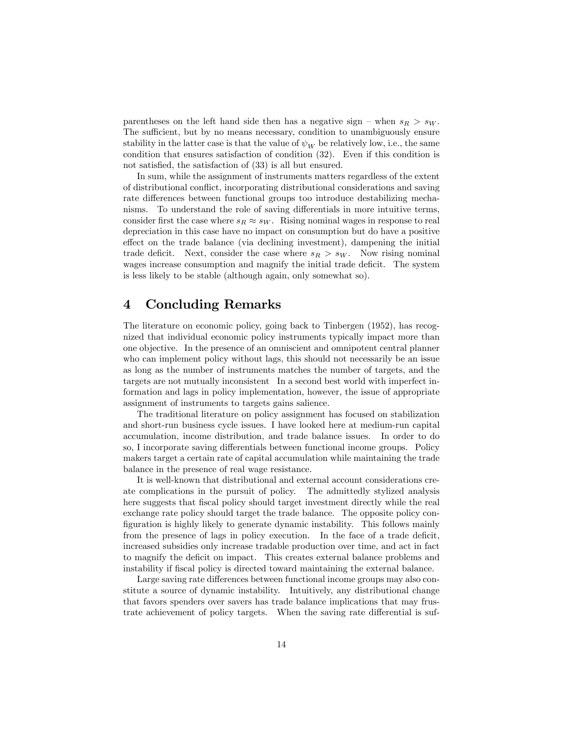parentheses on the left hand side then has a negative sign – when $s_R > s_W$. The sufficient, but by no means necessary, condition to unambiguously ensure stability in the latter case is that the value of $\psi_W$ be relatively low, i.e., the same condition that ensures satisfaction of condition (32). Even if this condition is not satisfied, the satisfaction of (33) is all but ensured.

In sum, while the assignment of instruments matters regardless of the extent of distributional conflict, incorporating distributional considerations and saving rate differences between functional groups too introduce destabilizing mechanisms. To understand the role of saving differentials in more intuitive terms, consider first the case where $s_R \approx s_W$. Rising nominal wages in response to real depreciation in this case have no impact on consumption but do have a positive effect on the trade balance (via declining investment), dampening the initial trade deficit. Next, consider the case where $s_R > s_W$. Now rising nominal wages increase consumption and magnify the initial trade deficit. The system is less likely to be stable (although again, only somewhat so).

# 4 Concluding Remarks

The literature on economic policy, going back to Tinbergen (1952), has recognized that individual economic policy instruments typically impact more than one objective. In the presence of an omniscient and omnipotent central planner who can implement policy without lags, this should not necessarily be an issue as long as the number of instruments matches the number of targets, and the targets are not mutually inconsistent In a second best world with imperfect information and lags in policy implementation, however, the issue of appropriate assignment of instruments to targets gains salience.

The traditional literature on policy assignment has focused on stabilization and short-run business cycle issues. I have looked here at medium-run capital accumulation, income distribution, and trade balance issues. In order to do so, I incorporate saving differentials between functional income groups. Policy makers target a certain rate of capital accumulation while maintaining the trade balance in the presence of real wage resistance.

It is well-known that distributional and external account considerations create complications in the pursuit of policy. The admittedly stylized analysis here suggests that fiscal policy should target investment directly while the real exchange rate policy should target the trade balance. The opposite policy configuration is highly likely to generate dynamic instability. This follows mainly from the presence of lags in policy execution. In the face of a trade deficit, increased subsidies only increase tradable production over time, and act in fact to magnify the deficit on impact. This creates external balance problems and instability if fiscal policy is directed toward maintaining the external balance.

Large saving rate differences between functional income groups may also constitute a source of dynamic instability. Intuitively, any distributional change that favors spenders over savers has trade balance implications that may frustrate achievement of policy targets. When the saving rate differential is suf-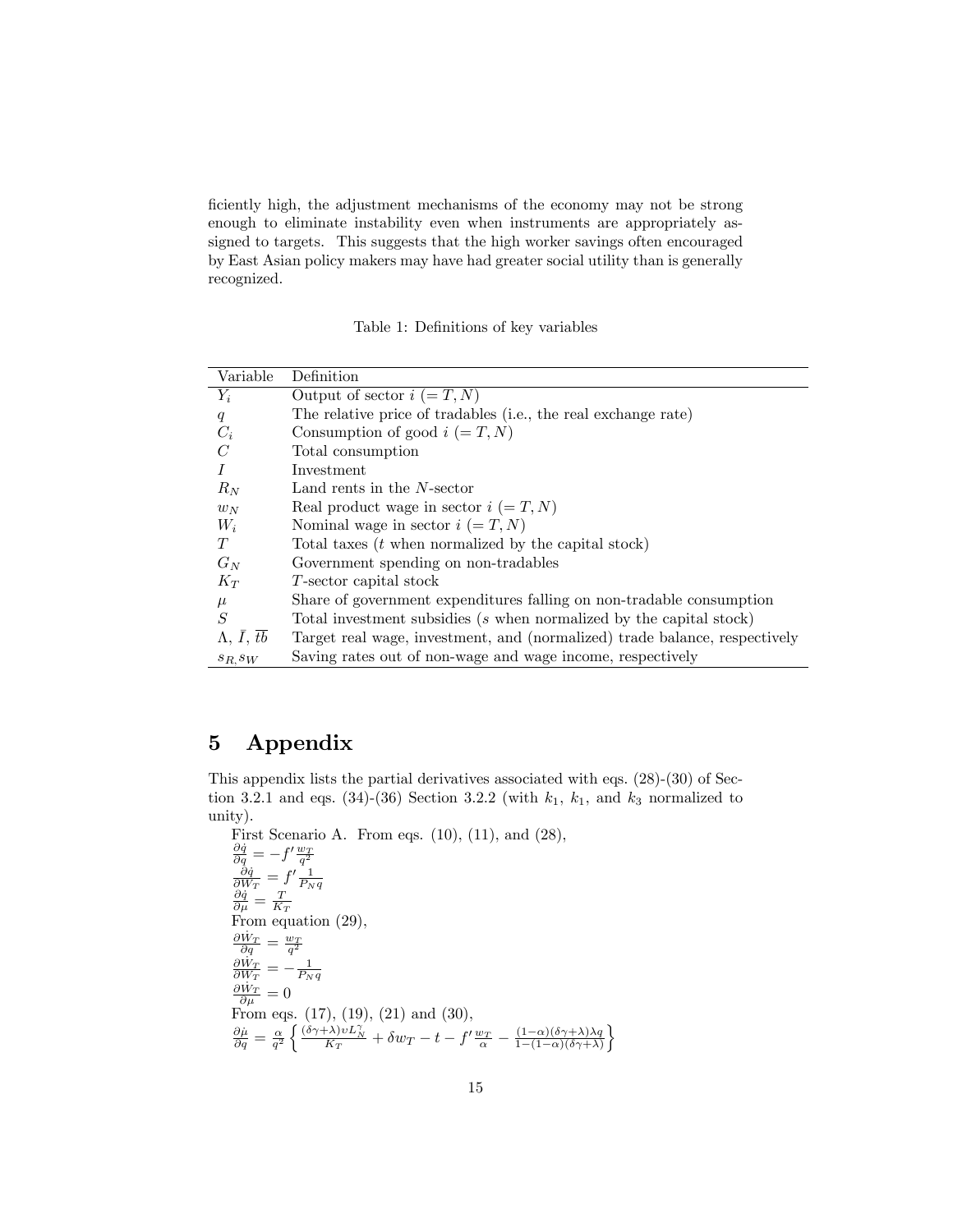ficiently high, the adjustment mechanisms of the economy may not be strong enough to eliminate instability even when instruments are appropriately assigned to targets. This suggests that the high worker savings often encouraged by East Asian policy makers may have had greater social utility than is generally recognized.

Table 1: Definitions of key variables

| Variable | Definition |
|---|---|
| $Y_i$ | Output of sector $i$ $(= T, N)$ |
| $q$ | The relative price of tradables (i.e., the real exchange rate) |
| $C_i$ | Consumption of good $i$ $(= T, N)$ |
| $C$ | Total consumption |
| $I$ | Investment |
| $R_N$ | Land rents in the $N$-sector |
| $w_N$ | Real product wage in sector $i$ $(= T, N)$ |
| $W_i$ | Nominal wage in sector $i$ $(= T, N)$ |
| $T$ | Total taxes ($t$ when normalized by the capital stock) |
| $G_N$ | Government spending on non-tradables |
| $K_T$ | $T$-sector capital stock |
| $\mu$ | Share of government expenditures falling on non-tradable consumption |
| $S$ | Total investment subsidies ($s$ when normalized by the capital stock) |
| $\Lambda$, $\bar{I}$, $\overline{tb}$ | Target real wage, investment, and (normalized) trade balance, respectively |
| $s_{R,} s_W$ | Saving rates out of non-wage and wage income, respectively |

# 5 Appendix

This appendix lists the partial derivatives associated with eqs. (28)-(30) of Section 3.2.1 and eqs. (34)-(36) Section 3.2.2 (with $k_1$, $k_1$, and $k_3$ normalized to unity).

First Scenario A. From eqs. (10), (11), and (28),

$$\frac{\partial \dot{q}}{\partial q} = -f' \frac{w_T}{q^2}$$

$$\frac{\partial \dot{q}}{\partial W_T} = f' \frac{1}{P_N q}$$

$$\frac{\partial \dot{q}}{\partial \mu} = \frac{T}{K_T}$$

From equation (29),

$$\frac{\partial \dot{W}_T}{\partial q} = \frac{w_T}{q^2}$$

$$\frac{\partial \dot{W}_T}{\partial W_T} = -\frac{1}{P_N q}$$

$$\frac{\partial \dot{W}_T}{\partial \mu} = 0$$

From eqs. (17), (19), (21) and (30),

$$\frac{\partial \dot{\mu}}{\partial q} = \frac{\alpha}{q^2} \left\{ \frac{(\delta\gamma + \lambda) v L_N^{\gamma}}{K_T} + \delta w_T - t - f' \frac{w_T}{\alpha} - \frac{(1-\alpha)(\delta\gamma + \lambda)\lambda q}{1 - (1-\alpha)(\delta\gamma + \lambda)} \right\}$$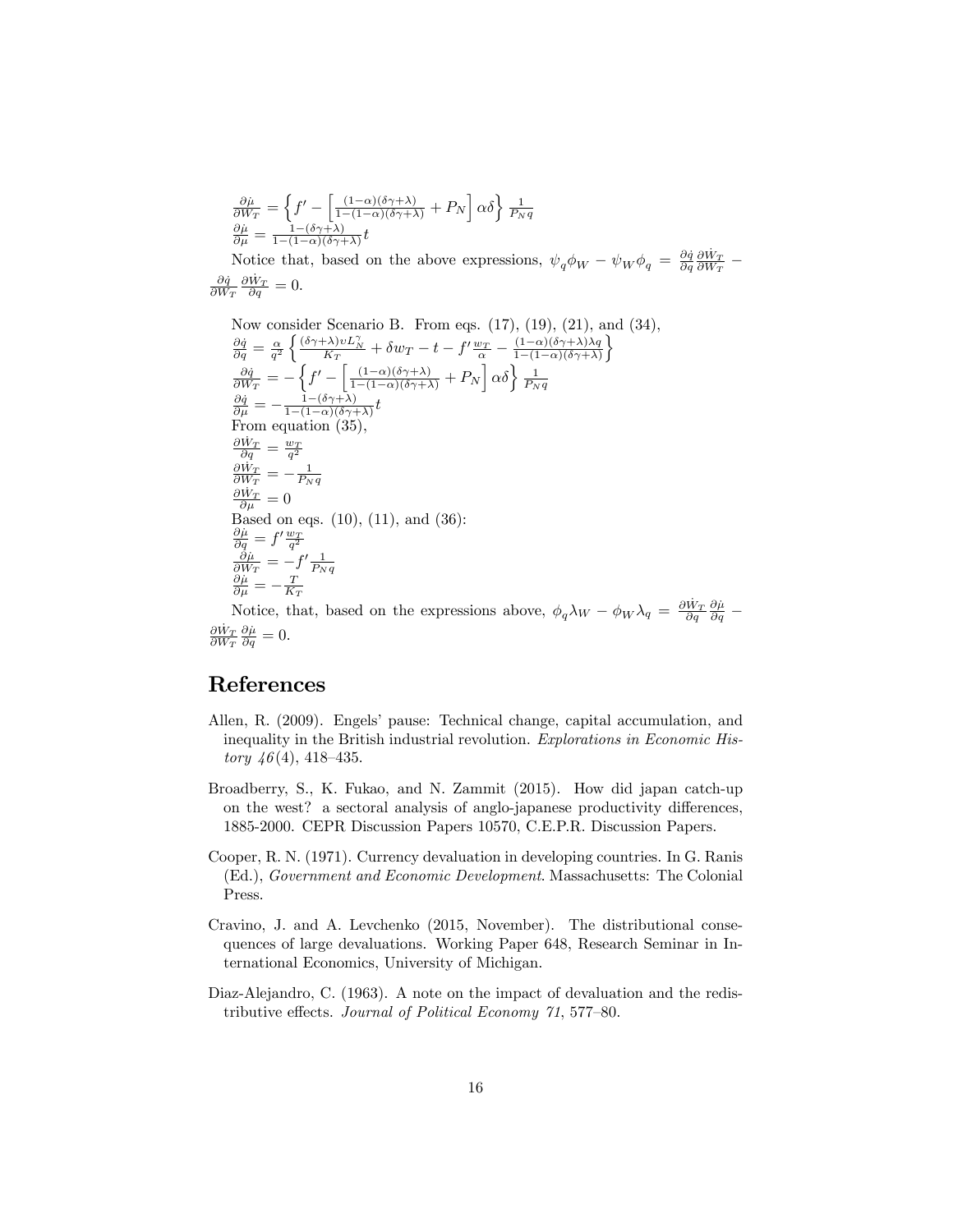$\frac{\partial \dot{\mu}}{\partial W_T} = \left\{ f' - \left[ \frac{(1-\alpha)(\delta\gamma+\lambda)}{1-(1-\alpha)(\delta\gamma+\lambda)} + P_N \right] \alpha\delta \right\} \frac{1}{P_N q}$
$\frac{\partial \dot{\mu}}{\partial \mu} = \frac{1-(\delta\gamma+\lambda)}{1-(1-\alpha)(\delta\gamma+\lambda)} t$

Notice that, based on the above expressions, $\psi_q \phi_W - \psi_W \phi_q = \frac{\partial \dot{q}}{\partial q} \frac{\partial \dot{W}_T}{\partial W_T} - \frac{\partial \dot{q}}{\partial W_T} \frac{\partial \dot{W}_T}{\partial q} = 0$.

Now consider Scenario B. From eqs. (17), (19), (21), and (34),
$\frac{\partial \dot{q}}{\partial q} = \frac{\alpha}{q^2} \left\{ \frac{(\delta\gamma+\lambda)\upsilon L_N^\gamma}{K_T} + \delta w_T - t - f' \frac{w_T}{\alpha} - \frac{(1-\alpha)(\delta\gamma+\lambda)\lambda q}{1-(1-\alpha)(\delta\gamma+\lambda)} \right\}$
$\frac{\partial \dot{q}}{\partial W_T} = -\left\{ f' - \left[ \frac{(1-\alpha)(\delta\gamma+\lambda)}{1-(1-\alpha)(\delta\gamma+\lambda)} + P_N \right] \alpha\delta \right\} \frac{1}{P_N q}$
$\frac{\partial \dot{q}}{\partial \mu} = -\frac{1-(\delta\gamma+\lambda)}{1-(1-\alpha)(\delta\gamma+\lambda)} t$
From equation (35),
$\frac{\partial \dot{W}_T}{\partial q} = \frac{w_T}{q^2}$
$\frac{\partial \dot{W}_T}{\partial W_T} = -\frac{1}{P_N q}$
$\frac{\partial \dot{W}_T}{\partial \mu} = 0$
Based on eqs. (10), (11), and (36):
$\frac{\partial \dot{\mu}}{\partial q} = f' \frac{w_T}{q^2}$
$\frac{\partial \dot{\mu}}{\partial W_T} = -f' \frac{1}{P_N q}$
$\frac{\partial \dot{\mu}}{\partial \mu} = -\frac{T}{K_T}$

Notice, that, based on the expressions above, $\phi_q \lambda_W - \phi_W \lambda_q = \frac{\partial \dot{W}_T}{\partial q} \frac{\partial \dot{\mu}}{\partial q} - \frac{\partial \dot{W}_T}{\partial W_T} \frac{\partial \dot{\mu}}{\partial q} = 0$.

## References

Allen, R. (2009). Engels' pause: Technical change, capital accumulation, and inequality in the British industrial revolution. *Explorations in Economic History 46*(4), 418–435.

Broadberry, S., K. Fukao, and N. Zammit (2015). How did japan catch-up on the west? a sectoral analysis of anglo-japanese productivity differences, 1885-2000. CEPR Discussion Papers 10570, C.E.P.R. Discussion Papers.

Cooper, R. N. (1971). Currency devaluation in developing countries. In G. Ranis (Ed.), *Government and Economic Development*. Massachusetts: The Colonial Press.

Cravino, J. and A. Levchenko (2015, November). The distributional consequences of large devaluations. Working Paper 648, Research Seminar in International Economics, University of Michigan.

Diaz-Alejandro, C. (1963). A note on the impact of devaluation and the redistributive effects. *Journal of Political Economy 71*, 577–80.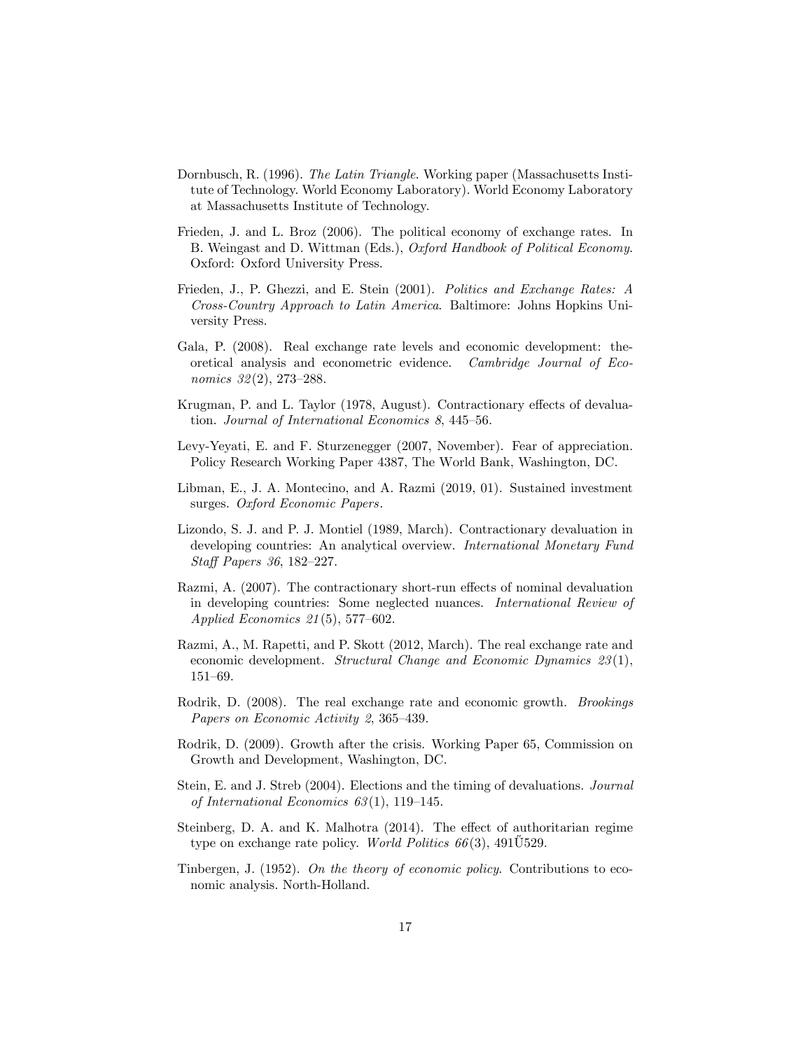Dornbusch, R. (1996). *The Latin Triangle*. Working paper (Massachusetts Institute of Technology. World Economy Laboratory). World Economy Laboratory at Massachusetts Institute of Technology.

Frieden, J. and L. Broz (2006). The political economy of exchange rates. In B. Weingast and D. Wittman (Eds.), *Oxford Handbook of Political Economy*. Oxford: Oxford University Press.

Frieden, J., P. Ghezzi, and E. Stein (2001). *Politics and Exchange Rates: A Cross-Country Approach to Latin America*. Baltimore: Johns Hopkins University Press.

Gala, P. (2008). Real exchange rate levels and economic development: theoretical analysis and econometric evidence. *Cambridge Journal of Economics 32*(2), 273–288.

Krugman, P. and L. Taylor (1978, August). Contractionary effects of devaluation. *Journal of International Economics 8*, 445–56.

Levy-Yeyati, E. and F. Sturzenegger (2007, November). Fear of appreciation. Policy Research Working Paper 4387, The World Bank, Washington, DC.

Libman, E., J. A. Montecino, and A. Razmi (2019, 01). Sustained investment surges. *Oxford Economic Papers*.

Lizondo, S. J. and P. J. Montiel (1989, March). Contractionary devaluation in developing countries: An analytical overview. *International Monetary Fund Staff Papers 36*, 182–227.

Razmi, A. (2007). The contractionary short-run effects of nominal devaluation in developing countries: Some neglected nuances. *International Review of Applied Economics 21*(5), 577–602.

Razmi, A., M. Rapetti, and P. Skott (2012, March). The real exchange rate and economic development. *Structural Change and Economic Dynamics 23*(1), 151–69.

Rodrik, D. (2008). The real exchange rate and economic growth. *Brookings Papers on Economic Activity 2*, 365–439.

Rodrik, D. (2009). Growth after the crisis. Working Paper 65, Commission on Growth and Development, Washington, DC.

Stein, E. and J. Streb (2004). Elections and the timing of devaluations. *Journal of International Economics 63*(1), 119–145.

Steinberg, D. A. and K. Malhotra (2014). The effect of authoritarian regime type on exchange rate policy. *World Politics 66*(3), 491Ű529.

Tinbergen, J. (1952). *On the theory of economic policy*. Contributions to economic analysis. North-Holland.